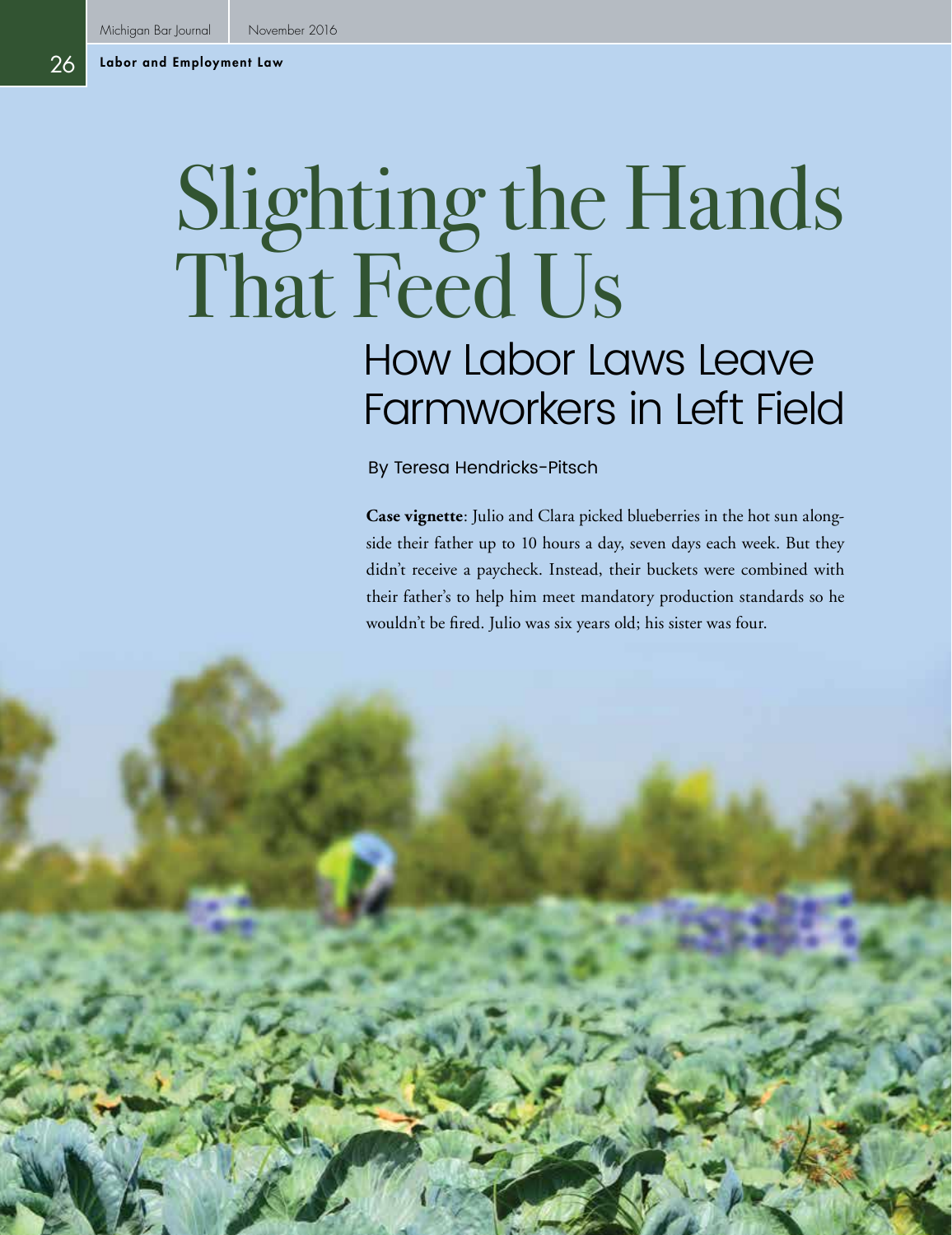# Slighting the Hands That Feed Us

## How Labor Laws Leave Farmworkers in Left Field

By Teresa Hendricks-Pitsch

**Case vignette**: Julio and Clara picked blueberries in the hot sun alongside their father up to 10 hours a day, seven days each week. But they didn't receive a paycheck. Instead, their buckets were combined with their father's to help him meet mandatory production standards so he wouldn't be fired. Julio was six years old; his sister was four.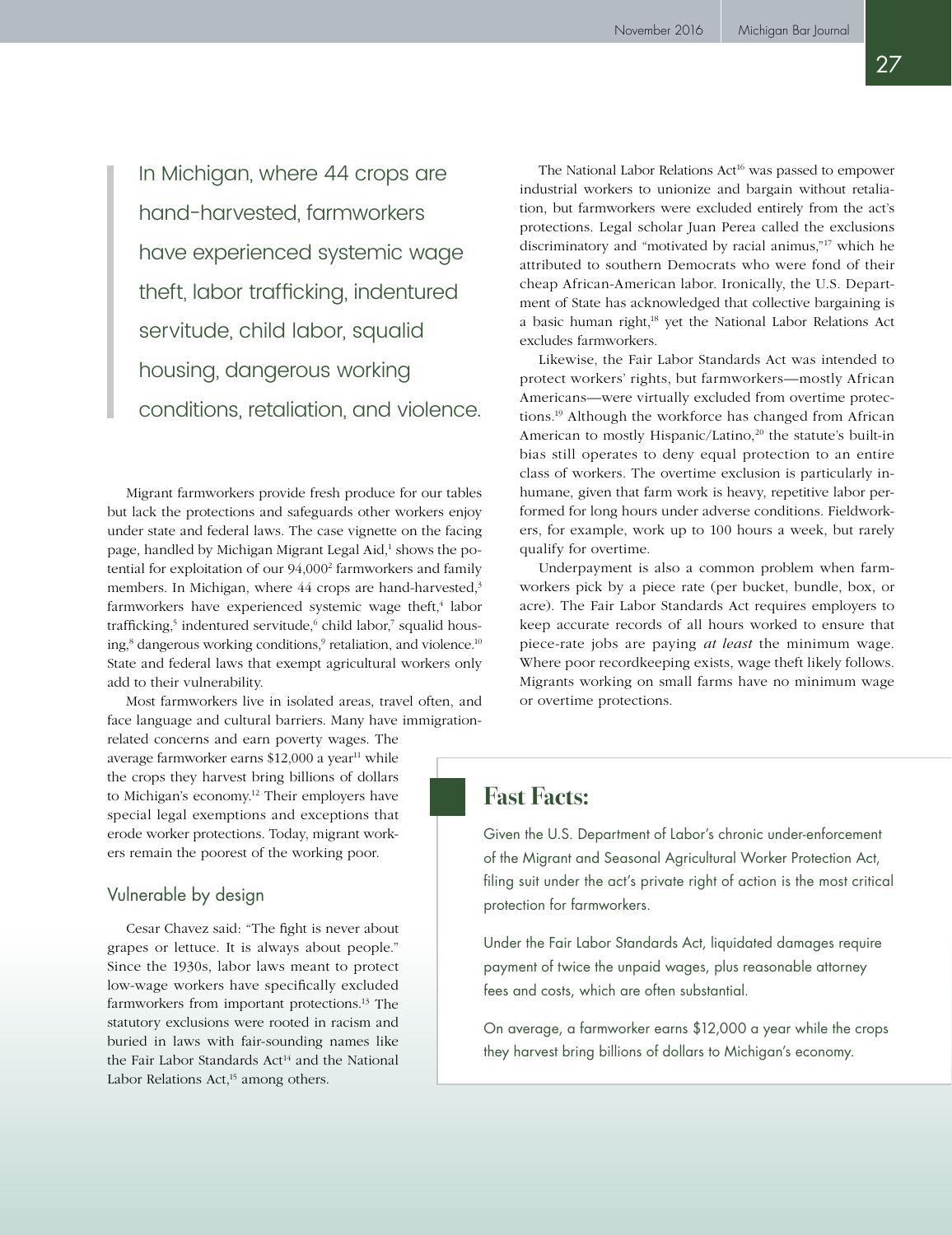> In Michigan, where 44 crops are hand-harvested, farmworkers have experienced systemic wage theft, labor trafficking, indentured servitude, child labor, squalid housing, dangerous working conditions, retaliation, and violence.

Migrant farmworkers provide fresh produce for our tables but lack the protections and safeguards other workers enjoy under state and federal laws. The case vignette on the facing page, handled by Michigan Migrant Legal Aid,[1] shows the potential for exploitation of our 94,000[2] farmworkers and family members. In Michigan, where 44 crops are hand-harvested,[3] farmworkers have experienced systemic wage theft,[4] labor trafficking,[5] indentured servitude,[6] child labor,[7] squalid housing,[8] dangerous working conditions,[9] retaliation, and violence.[10] State and federal laws that exempt agricultural workers only add to their vulnerability.

Most farmworkers live in isolated areas, travel often, and face language and cultural barriers. Many have immigration-related concerns and earn poverty wages. The average farmworker earns $12,000 a year[11] while the crops they harvest bring billions of dollars to Michigan's economy.[12] Their employers have special legal exemptions and exceptions that erode worker protections. Today, migrant workers remain the poorest of the working poor.

## Vulnerable by design

Cesar Chavez said: "The fight is never about grapes or lettuce. It is always about people." Since the 1930s, labor laws meant to protect low-wage workers have specifically excluded farmworkers from important protections.[13] The statutory exclusions were rooted in racism and buried in laws with fair-sounding names like the Fair Labor Standards Act[14] and the National Labor Relations Act,[15] among others.

The National Labor Relations Act[16] was passed to empower industrial workers to unionize and bargain without retaliation, but farmworkers were excluded entirely from the act's protections. Legal scholar Juan Perea called the exclusions discriminatory and "motivated by racial animus,"[17] which he attributed to southern Democrats who were fond of their cheap African-American labor. Ironically, the U.S. Department of State has acknowledged that collective bargaining is a basic human right,[18] yet the National Labor Relations Act excludes farmworkers.

Likewise, the Fair Labor Standards Act was intended to protect workers' rights, but farmworkers—mostly African Americans—were virtually excluded from overtime protections.[19] Although the workforce has changed from African American to mostly Hispanic/Latino,[20] the statute's built-in bias still operates to deny equal protection to an entire class of workers. The overtime exclusion is particularly inhumane, given that farm work is heavy, repetitive labor performed for long hours under adverse conditions. Fieldworkers, for example, work up to 100 hours a week, but rarely qualify for overtime.

Underpayment is also a common problem when farmworkers pick by a piece rate (per bucket, bundle, box, or acre). The Fair Labor Standards Act requires employers to keep accurate records of all hours worked to ensure that piece-rate jobs are paying *at least* the minimum wage. Where poor recordkeeping exists, wage theft likely follows. Migrants working on small farms have no minimum wage or overtime protections.

## Fast Facts:

Given the U.S. Department of Labor's chronic under-enforcement of the Migrant and Seasonal Agricultural Worker Protection Act, filing suit under the act's private right of action is the most critical protection for farmworkers.

Under the Fair Labor Standards Act, liquidated damages require payment of twice the unpaid wages, plus reasonable attorney fees and costs, which are often substantial.

On average, a farmworker earns $12,000 a year while the crops they harvest bring billions of dollars to Michigan's economy.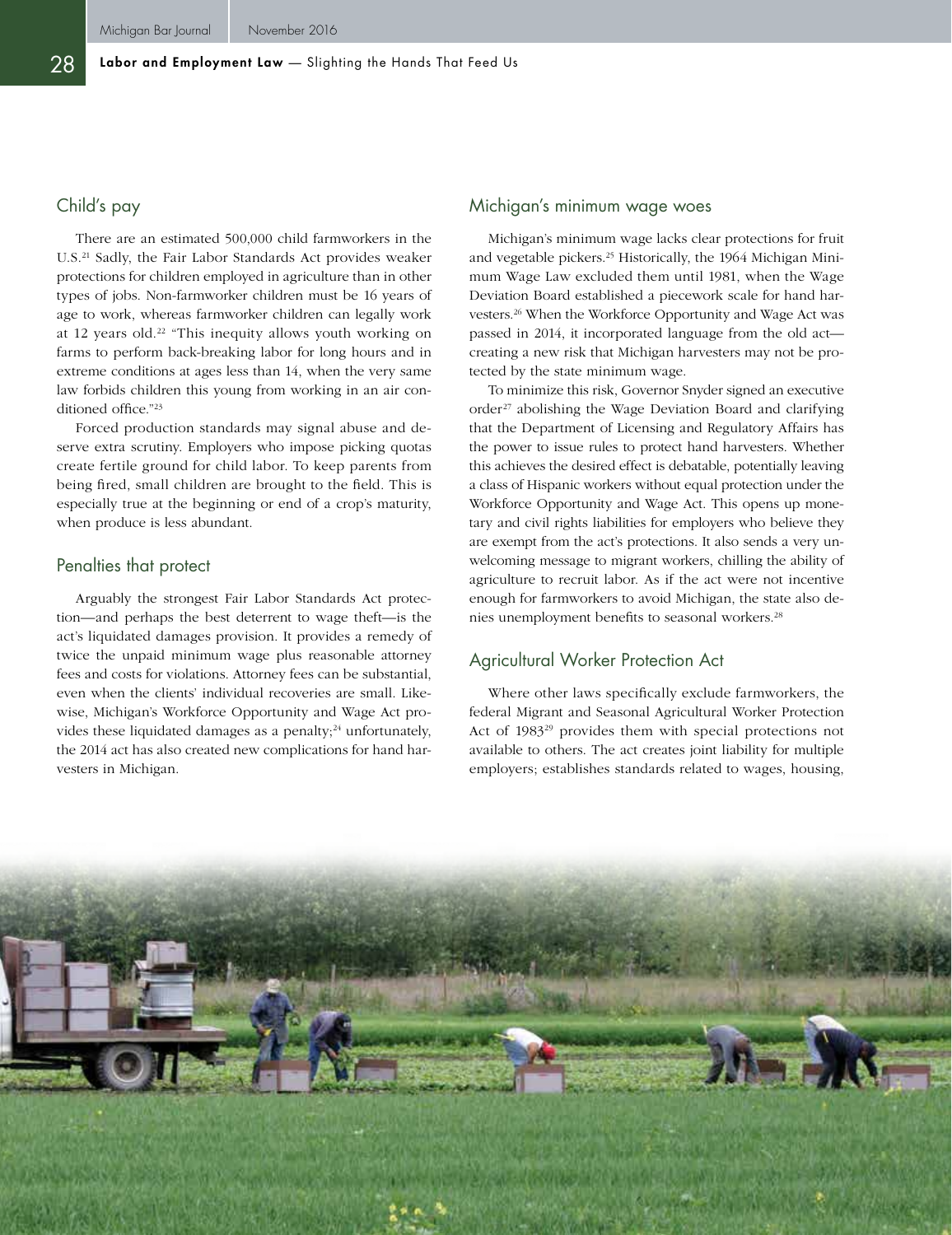## Child's pay

There are an estimated 500,000 child farmworkers in the U.S.[21] Sadly, the Fair Labor Standards Act provides weaker protections for children employed in agriculture than in other types of jobs. Non-farmworker children must be 16 years of age to work, whereas farmworker children can legally work at 12 years old.[22] "This inequity allows youth working on farms to perform back-breaking labor for long hours and in extreme conditions at ages less than 14, when the very same law forbids children this young from working in an air conditioned office."[23]

Forced production standards may signal abuse and deserve extra scrutiny. Employers who impose picking quotas create fertile ground for child labor. To keep parents from being fired, small children are brought to the field. This is especially true at the beginning or end of a crop's maturity, when produce is less abundant.

## Penalties that protect

Arguably the strongest Fair Labor Standards Act protection—and perhaps the best deterrent to wage theft—is the act's liquidated damages provision. It provides a remedy of twice the unpaid minimum wage plus reasonable attorney fees and costs for violations. Attorney fees can be substantial, even when the clients' individual recoveries are small. Likewise, Michigan's Workforce Opportunity and Wage Act provides these liquidated damages as a penalty;[24] unfortunately, the 2014 act has also created new complications for hand harvesters in Michigan.

## Michigan's minimum wage woes

Michigan's minimum wage lacks clear protections for fruit and vegetable pickers.[25] Historically, the 1964 Michigan Minimum Wage Law excluded them until 1981, when the Wage Deviation Board established a piecework scale for hand harvesters.[26] When the Workforce Opportunity and Wage Act was passed in 2014, it incorporated language from the old act—creating a new risk that Michigan harvesters may not be protected by the state minimum wage.

To minimize this risk, Governor Snyder signed an executive order[27] abolishing the Wage Deviation Board and clarifying that the Department of Licensing and Regulatory Affairs has the power to issue rules to protect hand harvesters. Whether this achieves the desired effect is debatable, potentially leaving a class of Hispanic workers without equal protection under the Workforce Opportunity and Wage Act. This opens up monetary and civil rights liabilities for employers who believe they are exempt from the act's protections. It also sends a very unwelcoming message to migrant workers, chilling the ability of agriculture to recruit labor. As if the act were not incentive enough for farmworkers to avoid Michigan, the state also denies unemployment benefits to seasonal workers.[28]

## Agricultural Worker Protection Act

Where other laws specifically exclude farmworkers, the federal Migrant and Seasonal Agricultural Worker Protection Act of 1983[29] provides them with special protections not available to others. The act creates joint liability for multiple employers; establishes standards related to wages, housing,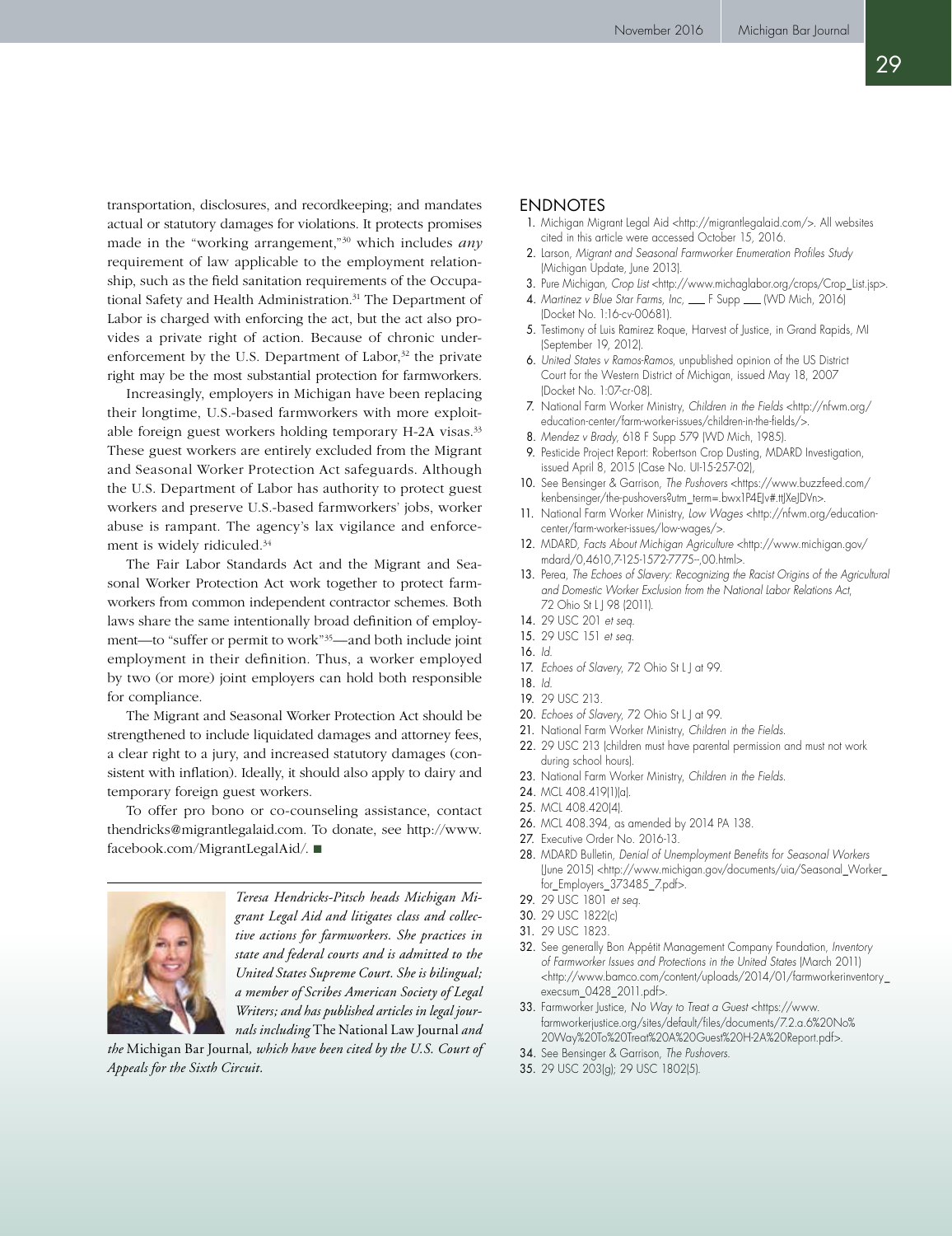transportation, disclosures, and recordkeeping; and mandates actual or statutory damages for violations. It protects promises made in the "working arrangement,"[30] which includes *any* requirement of law applicable to the employment relationship, such as the field sanitation requirements of the Occupational Safety and Health Administration.[31] The Department of Labor is charged with enforcing the act, but the act also provides a private right of action. Because of chronic underenforcement by the U.S. Department of Labor,[32] the private right may be the most substantial protection for farmworkers.

Increasingly, employers in Michigan have been replacing their longtime, U.S.-based farmworkers with more exploitable foreign guest workers holding temporary H-2A visas.[33] These guest workers are entirely excluded from the Migrant and Seasonal Worker Protection Act safeguards. Although the U.S. Department of Labor has authority to protect guest workers and preserve U.S.-based farmworkers' jobs, worker abuse is rampant. The agency's lax vigilance and enforcement is widely ridiculed.[34]

The Fair Labor Standards Act and the Migrant and Seasonal Worker Protection Act work together to protect farmworkers from common independent contractor schemes. Both laws share the same intentionally broad definition of employment—to "suffer or permit to work"[35]—and both include joint employment in their definition. Thus, a worker employed by two (or more) joint employers can hold both responsible for compliance.

The Migrant and Seasonal Worker Protection Act should be strengthened to include liquidated damages and attorney fees, a clear right to a jury, and increased statutory damages (consistent with inflation). Ideally, it should also apply to dairy and temporary foreign guest workers.

To offer pro bono or co-counseling assistance, contact thendricks@migrantlegalaid.com. To donate, see http://www.facebook.com/MigrantLegalAid/. ■

*Teresa Hendricks-Pitsch heads Michigan Migrant Legal Aid and litigates class and collective actions for farmworkers. She practices in state and federal courts and is admitted to the United States Supreme Court. She is bilingual; a member of Scribes American Society of Legal Writers; and has published articles in legal journals including* The National Law Journal *and the* Michigan Bar Journal*, which have been cited by the U.S. Court of Appeals for the Sixth Circuit.*

## ENDNOTES

1. Michigan Migrant Legal Aid <http://migrantlegalaid.com/>. All websites cited in this article were accessed October 15, 2016.
2. Larson, *Migrant and Seasonal Farmworker Enumeration Profiles Study* (Michigan Update, June 2013).
3. Pure Michigan, *Crop List* <http://www.michaglabor.org/crops/Crop_List.jsp>.
4. *Martinez v Blue Star Farms, Inc,* ___ F Supp ___ (WD Mich, 2016) (Docket No. 1:16-cv-00681).
5. Testimony of Luis Ramirez Roque, Harvest of Justice, in Grand Rapids, MI (September 19, 2012).
6. *United States v Ramos-Ramos*, unpublished opinion of the US District Court for the Western District of Michigan, issued May 18, 2007 (Docket No. 1:07-cr-08).
7. National Farm Worker Ministry, *Children in the Fields* <http://nfwm.org/education-center/farm-worker-issues/children-in-the-fields/>.
8. *Mendez v Brady*, 618 F Supp 579 (WD Mich, 1985).
9. Pesticide Project Report: Robertson Crop Dusting, MDARD Investigation, issued April 8, 2015 (Case No. UI-15-257-02),
10. See Bensinger & Garrison, *The Pushovers* <https://www.buzzfeed.com/kenbensinger/the-pushovers?utm_term=.bwx1P4EJv#.ttJXeJDVn>.
11. National Farm Worker Ministry, *Low Wages* <http://nfwm.org/education-center/farm-worker-issues/low-wages/>.
12. MDARD, *Facts About Michigan Agriculture* <http://www.michigan.gov/mdard/0,4610,7-125-1572-7775--,00.html>.
13. Perea, *The Echoes of Slavery: Recognizing the Racist Origins of the Agricultural and Domestic Worker Exclusion from the National Labor Relations Act*, 72 Ohio St L J 98 (2011).
14. 29 USC 201 *et seq.*
15. 29 USC 151 *et seq.*
16. *Id.*
17. *Echoes of Slavery*, 72 Ohio St L J at 99.
18. *Id.*
19. 29 USC 213.
20. *Echoes of Slavery*, 72 Ohio St L J at 99.
21. National Farm Worker Ministry, *Children in the Fields.*
22. 29 USC 213 (children must have parental permission and must not work during school hours).
23. National Farm Worker Ministry, *Children in the Fields.*
24. MCL 408.419(1)(a).
25. MCL 408.420(4).
26. MCL 408.394, as amended by 2014 PA 138.
27. Executive Order No. 2016-13.
28. MDARD Bulletin, *Denial of Unemployment Benefits for Seasonal Workers* (June 2015) <http://www.michigan.gov/documents/uia/Seasonal_Worker_for_Employers_373485_7.pdf>.
29. 29 USC 1801 *et seq.*
30. 29 USC 1822(c)
31. 29 USC 1823.
32. See generally Bon Appétit Management Company Foundation, *Inventory of Farmworker Issues and Protections in the United States* (March 2011) <http://www.bamco.com/content/uploads/2014/01/farmworkerinventory_execsum_0428_2011.pdf>.
33. Farmworker Justice, *No Way to Treat a Guest* <https://www.farmworkerjustice.org/sites/default/files/documents/7.2.a.6%20No%20Way%20To%20Treat%20A%20Guest%20H-2A%20Report.pdf>.
34. See Bensinger & Garrison, *The Pushovers.*
35. 29 USC 203(g); 29 USC 1802(5).